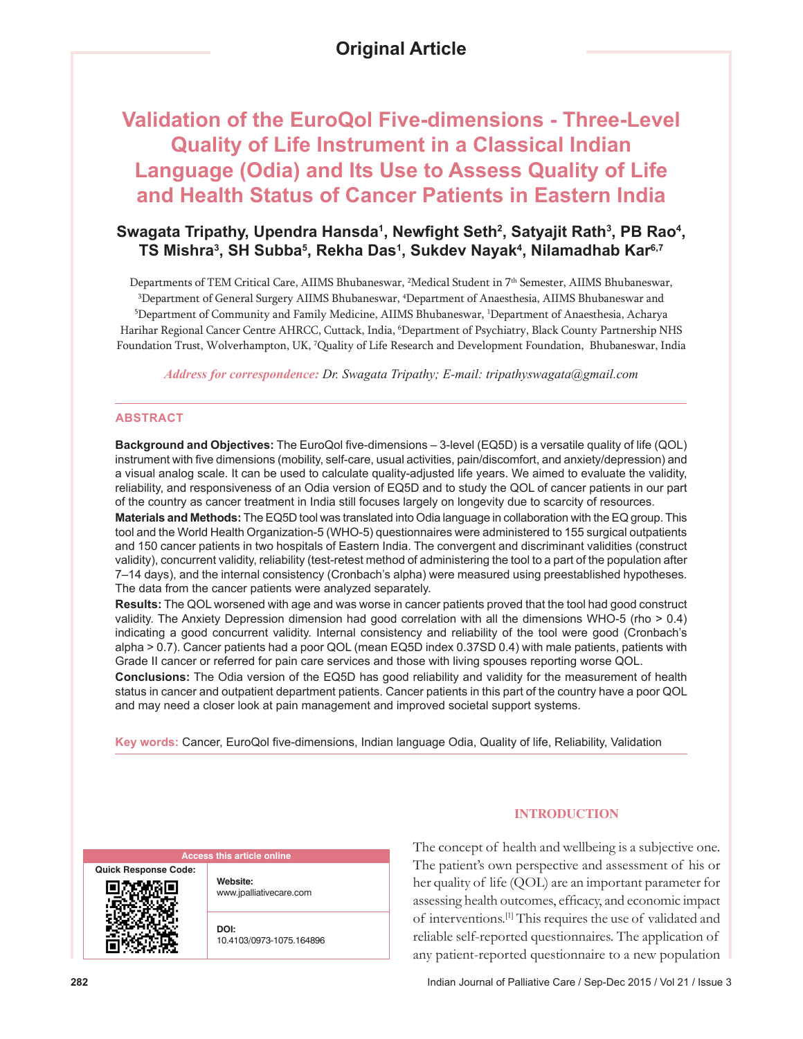Original Article

# Validation of the EuroQol Five-dimensions - Three-Level Quality of Life Instrument in a Classical Indian Language (Odia) and Its Use to Assess Quality of Life and Health Status of Cancer Patients in Eastern India

**Swagata Tripathy, Upendra Hansda[1], Newfight Seth[2], Satyajit Rath[3], PB Rao[4], TS Mishra[3], SH Subba[5], Rekha Das[1], Sukdev Nayak[4], Nilamadhab Kar[6,7]**

Departments of TEM Critical Care, AIIMS Bhubaneswar, [2]Medical Student in 7th Semester, AIIMS Bhubaneswar, [3]Department of General Surgery AIIMS Bhubaneswar, [4]Department of Anaesthesia, AIIMS Bhubaneswar and [5]Department of Community and Family Medicine, AIIMS Bhubaneswar, [1]Department of Anaesthesia, Acharya Harihar Regional Cancer Centre AHRCC, Cuttack, India, [6]Department of Psychiatry, Black County Partnership NHS Foundation Trust, Wolverhampton, UK, [7]Quality of Life Research and Development Foundation, Bhubaneswar, India

*Address for correspondence: Dr. Swagata Tripathy; E-mail: tripathyswagata@gmail.com*

## ABSTRACT

**Background and Objectives:** The EuroQol five-dimensions – 3-level (EQ5D) is a versatile quality of life (QOL) instrument with five dimensions (mobility, self-care, usual activities, pain/discomfort, and anxiety/depression) and a visual analog scale. It can be used to calculate quality-adjusted life years. We aimed to evaluate the validity, reliability, and responsiveness of an Odia version of EQ5D and to study the QOL of cancer patients in our part of the country as cancer treatment in India still focuses largely on longevity due to scarcity of resources.

**Materials and Methods:** The EQ5D tool was translated into Odia language in collaboration with the EQ group. This tool and the World Health Organization-5 (WHO-5) questionnaires were administered to 155 surgical outpatients and 150 cancer patients in two hospitals of Eastern India. The convergent and discriminant validities (construct validity), concurrent validity, reliability (test-retest method of administering the tool to a part of the population after 7–14 days), and the internal consistency (Cronbach's alpha) were measured using preestablished hypotheses. The data from the cancer patients were analyzed separately.

**Results:** The QOL worsened with age and was worse in cancer patients proved that the tool had good construct validity. The Anxiety Depression dimension had good correlation with all the dimensions WHO-5 (rho > 0.4) indicating a good concurrent validity. Internal consistency and reliability of the tool were good (Cronbach's alpha > 0.7). Cancer patients had a poor QOL (mean EQ5D index 0.37SD 0.4) with male patients, patients with Grade II cancer or referred for pain care services and those with living spouses reporting worse QOL.

**Conclusions:** The Odia version of the EQ5D has good reliability and validity for the measurement of health status in cancer and outpatient department patients. Cancer patients in this part of the country have a poor QOL and may need a closer look at pain management and improved societal support systems.

**Key words:** Cancer, EuroQol five-dimensions, Indian language Odia, Quality of life, Reliability, Validation

| Access this article online | |
|---|---|
| Quick Response Code: | Website: www.jpalliativecare.com |
| | DOI: 10.4103/0973-1075.164896 |

## INTRODUCTION

The concept of health and wellbeing is a subjective one. The patient's own perspective and assessment of his or her quality of life (QOL) are an important parameter for assessing health outcomes, efficacy, and economic impact of interventions.[1] This requires the use of validated and reliable self-reported questionnaires. The application of any patient-reported questionnaire to a new population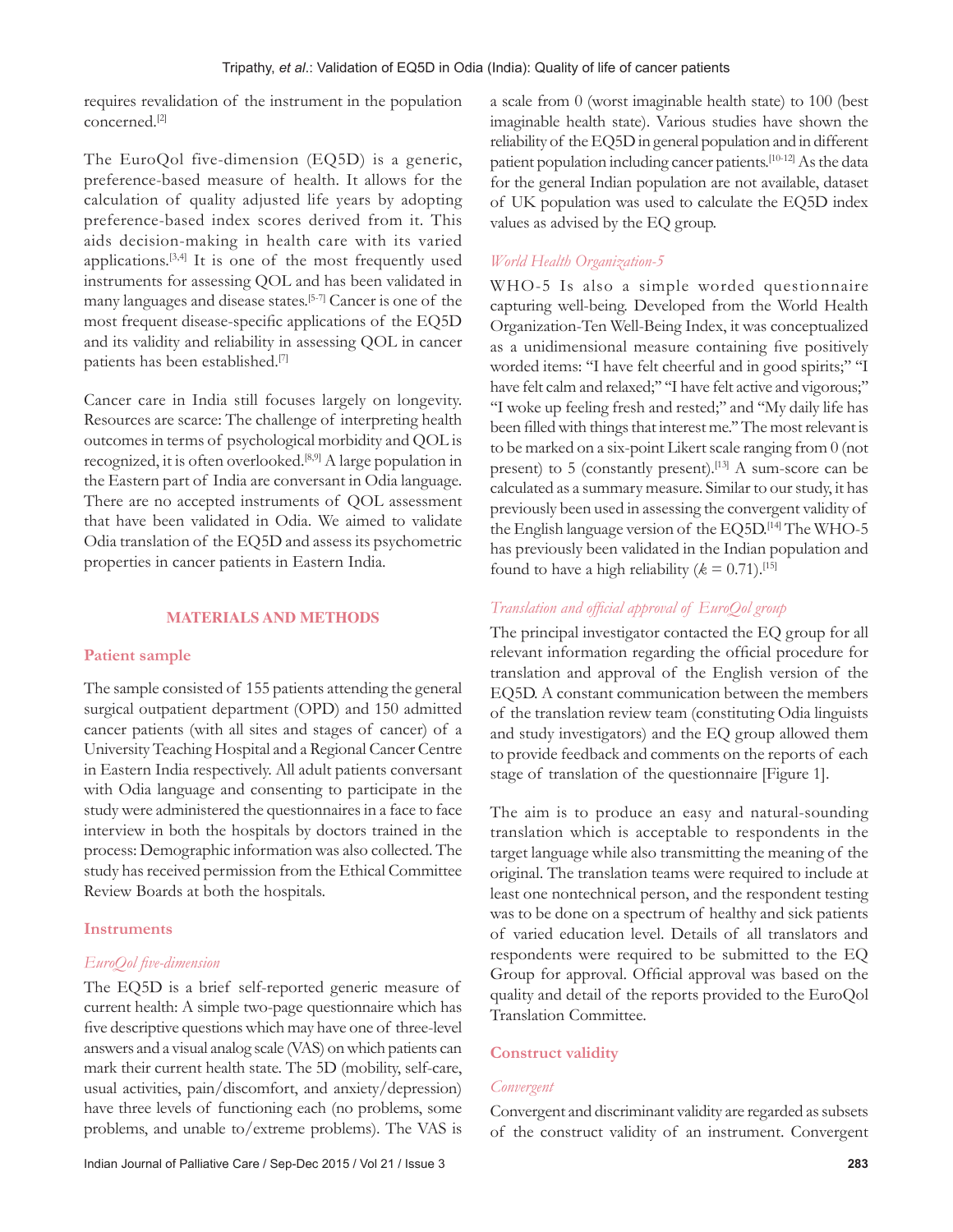requires revalidation of the instrument in the population concerned.[2]

The EuroQol five-dimension (EQ5D) is a generic, preference-based measure of health. It allows for the calculation of quality adjusted life years by adopting preference-based index scores derived from it. This aids decision-making in health care with its varied applications.[3,4] It is one of the most frequently used instruments for assessing QOL and has been validated in many languages and disease states.[5-7] Cancer is one of the most frequent disease-specific applications of the EQ5D and its validity and reliability in assessing QOL in cancer patients has been established.[7]

Cancer care in India still focuses largely on longevity. Resources are scarce: The challenge of interpreting health outcomes in terms of psychological morbidity and QOL is recognized, it is often overlooked.[8,9] A large population in the Eastern part of India are conversant in Odia language. There are no accepted instruments of QOL assessment that have been validated in Odia. We aimed to validate Odia translation of the EQ5D and assess its psychometric properties in cancer patients in Eastern India.

## MATERIALS AND METHODS

### Patient sample

The sample consisted of 155 patients attending the general surgical outpatient department (OPD) and 150 admitted cancer patients (with all sites and stages of cancer) of a University Teaching Hospital and a Regional Cancer Centre in Eastern India respectively. All adult patients conversant with Odia language and consenting to participate in the study were administered the questionnaires in a face to face interview in both the hospitals by doctors trained in the process: Demographic information was also collected. The study has received permission from the Ethical Committee Review Boards at both the hospitals.

### Instruments

#### *EuroQol five-dimension*

The EQ5D is a brief self-reported generic measure of current health: A simple two-page questionnaire which has five descriptive questions which may have one of three-level answers and a visual analog scale (VAS) on which patients can mark their current health state. The 5D (mobility, self-care, usual activities, pain/discomfort, and anxiety/depression) have three levels of functioning each (no problems, some problems, and unable to/extreme problems). The VAS is a scale from 0 (worst imaginable health state) to 100 (best imaginable health state). Various studies have shown the reliability of the EQ5D in general population and in different patient population including cancer patients.[10-12] As the data for the general Indian population are not available, dataset of UK population was used to calculate the EQ5D index values as advised by the EQ group.

#### *World Health Organization-5*

WHO-5 Is also a simple worded questionnaire capturing well-being. Developed from the World Health Organization-Ten Well-Being Index, it was conceptualized as a unidimensional measure containing five positively worded items: "I have felt cheerful and in good spirits;" "I have felt calm and relaxed;" "I have felt active and vigorous;" "I woke up feeling fresh and rested;" and "My daily life has been filled with things that interest me." The most relevant is to be marked on a six-point Likert scale ranging from 0 (not present) to 5 (constantly present).[13] A sum-score can be calculated as a summary measure. Similar to our study, it has previously been used in assessing the convergent validity of the English language version of the EQ5D.[14] The WHO-5 has previously been validated in the Indian population and found to have a high reliability ($k = 0.71$).[15]

#### *Translation and official approval of EuroQol group*

The principal investigator contacted the EQ group for all relevant information regarding the official procedure for translation and approval of the English version of the EQ5D. A constant communication between the members of the translation review team (constituting Odia linguists and study investigators) and the EQ group allowed them to provide feedback and comments on the reports of each stage of translation of the questionnaire [Figure 1].

The aim is to produce an easy and natural-sounding translation which is acceptable to respondents in the target language while also transmitting the meaning of the original. The translation teams were required to include at least one nontechnical person, and the respondent testing was to be done on a spectrum of healthy and sick patients of varied education level. Details of all translators and respondents were required to be submitted to the EQ Group for approval. Official approval was based on the quality and detail of the reports provided to the EuroQol Translation Committee.

### Construct validity

#### *Convergent*

Convergent and discriminant validity are regarded as subsets of the construct validity of an instrument. Convergent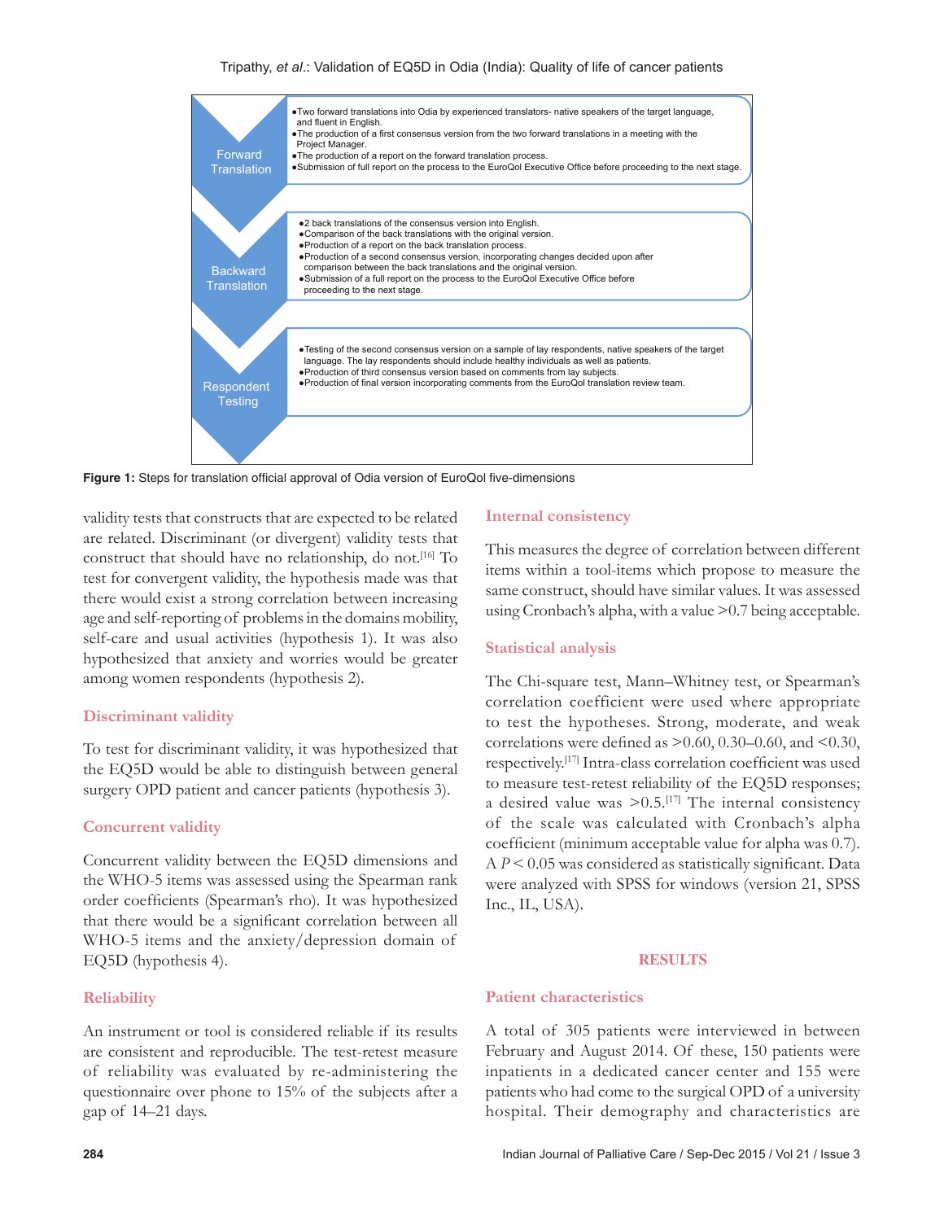**Forward Translation**

- Two forward translations into Odia by experienced translators- native speakers of the target language, and fluent in English.
- The production of a first consensus version from the two forward translations in a meeting with the Project Manager.
- The production of a report on the forward translation process.
- Submission of full report on the process to the EuroQol Executive Office before proceeding to the next stage.

**Backward Translation**

- 2 back translations of the consensus version into English.
- Comparison of the back translations with the original version.
- Production of a report on the back translation process.
- Production of a second consensus version, incorporating changes decided upon after comparison between the back translations and the original version.
- Submission of a full report on the process to the EuroQol Executive Office before proceeding to the next stage.

**Respondent Testing**

- Testing of the second consensus version on a sample of lay respondents, native speakers of the target language. The lay respondents should include healthy individuals as well as patients.
- Production of third consensus version based on comments from lay subjects.
- Production of final version incorporating comments from the EuroQol translation review team.

**Figure 1:** Steps for translation official approval of Odia version of EuroQol five-dimensions

validity tests that constructs that are expected to be related are related. Discriminant (or divergent) validity tests that construct that should have no relationship, do not.[16] To test for convergent validity, the hypothesis made was that there would exist a strong correlation between increasing age and self-reporting of problems in the domains mobility, self-care and usual activities (hypothesis 1). It was also hypothesized that anxiety and worries would be greater among women respondents (hypothesis 2).

### Discriminant validity

To test for discriminant validity, it was hypothesized that the EQ5D would be able to distinguish between general surgery OPD patient and cancer patients (hypothesis 3).

### Concurrent validity

Concurrent validity between the EQ5D dimensions and the WHO-5 items was assessed using the Spearman rank order coefficients (Spearman's rho). It was hypothesized that there would be a significant correlation between all WHO-5 items and the anxiety/depression domain of EQ5D (hypothesis 4).

### Reliability

An instrument or tool is considered reliable if its results are consistent and reproducible. The test-retest measure of reliability was evaluated by re-administering the questionnaire over phone to 15% of the subjects after a gap of 14–21 days.

### Internal consistency

This measures the degree of correlation between different items within a tool-items which propose to measure the same construct, should have similar values. It was assessed using Cronbach's alpha, with a value >0.7 being acceptable.

### Statistical analysis

The Chi-square test, Mann–Whitney test, or Spearman's correlation coefficient were used where appropriate to test the hypotheses. Strong, moderate, and weak correlations were defined as >0.60, 0.30–0.60, and <0.30, respectively.[17] Intra-class correlation coefficient was used to measure test-retest reliability of the EQ5D responses; a desired value was >0.5.[17] The internal consistency of the scale was calculated with Cronbach's alpha coefficient (minimum acceptable value for alpha was 0.7). A $P < 0.05$ was considered as statistically significant. Data were analyzed with SPSS for windows (version 21, SPSS Inc., IL, USA).

## RESULTS

### Patient characteristics

A total of 305 patients were interviewed in between February and August 2014. Of these, 150 patients were inpatients in a dedicated cancer center and 155 were patients who had come to the surgical OPD of a university hospital. Their demography and characteristics are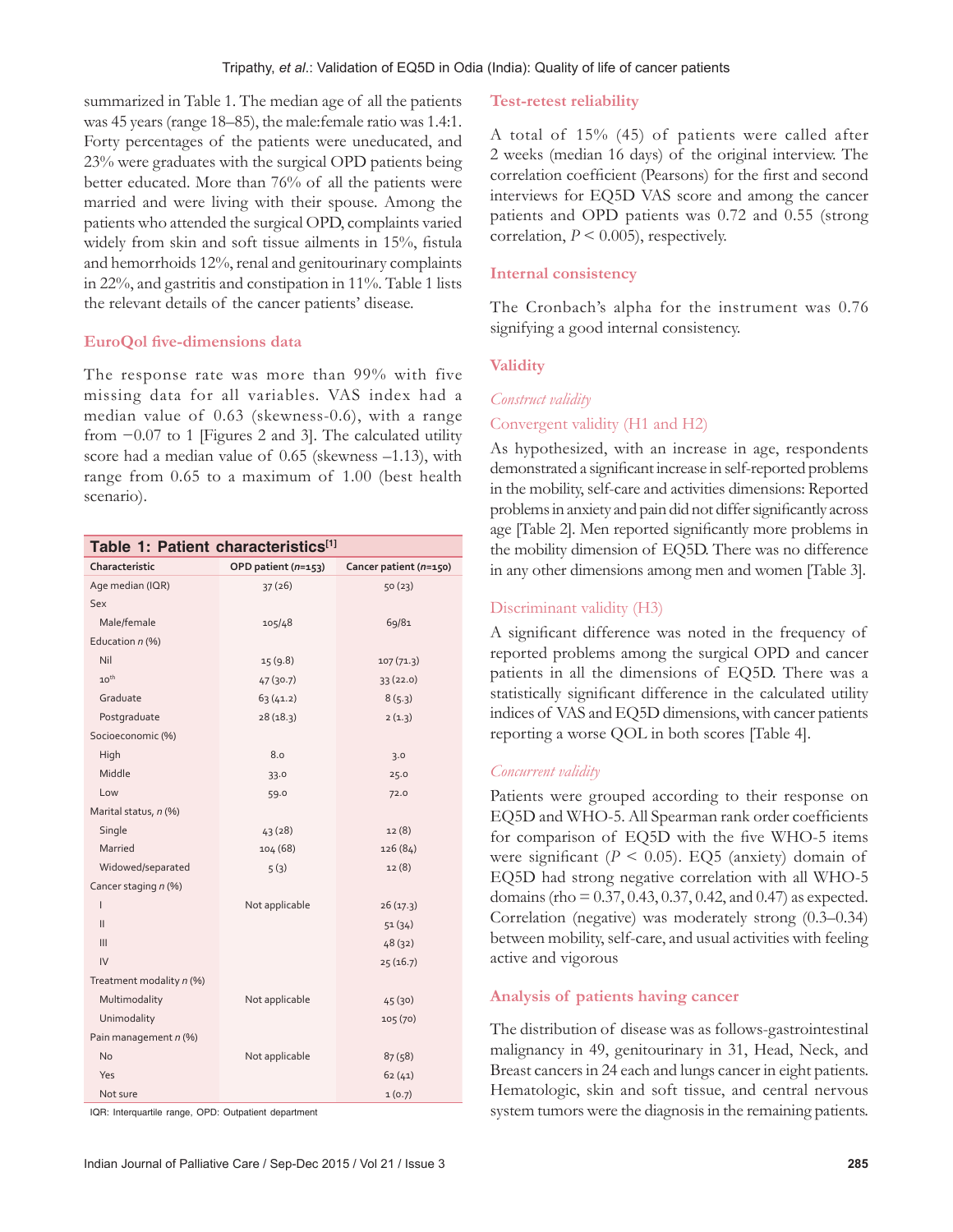summarized in Table 1. The median age of all the patients was 45 years (range 18–85), the male:female ratio was 1.4:1. Forty percentages of the patients were uneducated, and 23% were graduates with the surgical OPD patients being better educated. More than 76% of all the patients were married and were living with their spouse. Among the patients who attended the surgical OPD, complaints varied widely from skin and soft tissue ailments in 15%, fistula and hemorrhoids 12%, renal and genitourinary complaints in 22%, and gastritis and constipation in 11%. Table 1 lists the relevant details of the cancer patients' disease.

### EuroQol five-dimensions data

The response rate was more than 99% with five missing data for all variables. VAS index had a median value of 0.63 (skewness-0.6), with a range from −0.07 to 1 [Figures 2 and 3]. The calculated utility score had a median value of 0.65 (skewness –1.13), with range from 0.65 to a maximum of 1.00 (best health scenario).

**Table 1: Patient characteristics[1]**

| Characteristic | OPD patient (*n*=153) | Cancer patient (*n*=150) |
|---|---|---|
| Age median (IQR) | 37 (26) | 50 (23) |
| Sex | | |
| Male/female | 105/48 | 69/81 |
| Education *n* (%) | | |
| Nil | 15 (9.8) | 107 (71.3) |
| 10th | 47 (30.7) | 33 (22.0) |
| Graduate | 63 (41.2) | 8 (5.3) |
| Postgraduate | 28 (18.3) | 2 (1.3) |
| Socioeconomic (%) | | |
| High | 8.0 | 3.0 |
| Middle | 33.0 | 25.0 |
| Low | 59.0 | 72.0 |
| Marital status, *n* (%) | | |
| Single | 43 (28) | 12 (8) |
| Married | 104 (68) | 126 (84) |
| Widowed/separated | 5 (3) | 12 (8) |
| Cancer staging *n* (%) | | |
| I | Not applicable | 26 (17.3) |
| II | | 51 (34) |
| III | | 48 (32) |
| IV | | 25 (16.7) |
| Treatment modality *n* (%) | | |
| Multimodality | Not applicable | 45 (30) |
| Unimodality | | 105 (70) |
| Pain management *n* (%) | | |
| No | Not applicable | 87 (58) |
| Yes | | 62 (41) |
| Not sure | | 1 (0.7) |

IQR: Interquartile range, OPD: Outpatient department

### Test-retest reliability

A total of 15% (45) of patients were called after 2 weeks (median 16 days) of the original interview. The correlation coefficient (Pearsons) for the first and second interviews for EQ5D VAS score and among the cancer patients and OPD patients was 0.72 and 0.55 (strong correlation, $P < 0.005$), respectively.

### Internal consistency

The Cronbach's alpha for the instrument was 0.76 signifying a good internal consistency.

### Validity

#### *Construct validity*

#### Convergent validity (H1 and H2)

As hypothesized, with an increase in age, respondents demonstrated a significant increase in self-reported problems in the mobility, self-care and activities dimensions: Reported problems in anxiety and pain did not differ significantly across age [Table 2]. Men reported significantly more problems in the mobility dimension of EQ5D. There was no difference in any other dimensions among men and women [Table 3].

#### Discriminant validity (H3)

A significant difference was noted in the frequency of reported problems among the surgical OPD and cancer patients in all the dimensions of EQ5D. There was a statistically significant difference in the calculated utility indices of VAS and EQ5D dimensions, with cancer patients reporting a worse QOL in both scores [Table 4].

#### *Concurrent validity*

Patients were grouped according to their response on EQ5D and WHO-5. All Spearman rank order coefficients for comparison of EQ5D with the five WHO-5 items were significant ($P < 0.05$). EQ5 (anxiety) domain of EQ5D had strong negative correlation with all WHO-5 domains (rho = 0.37, 0.43, 0.37, 0.42, and 0.47) as expected. Correlation (negative) was moderately strong (0.3–0.34) between mobility, self-care, and usual activities with feeling active and vigorous

### Analysis of patients having cancer

The distribution of disease was as follows-gastrointestinal malignancy in 49, genitourinary in 31, Head, Neck, and Breast cancers in 24 each and lungs cancer in eight patients. Hematologic, skin and soft tissue, and central nervous system tumors were the diagnosis in the remaining patients.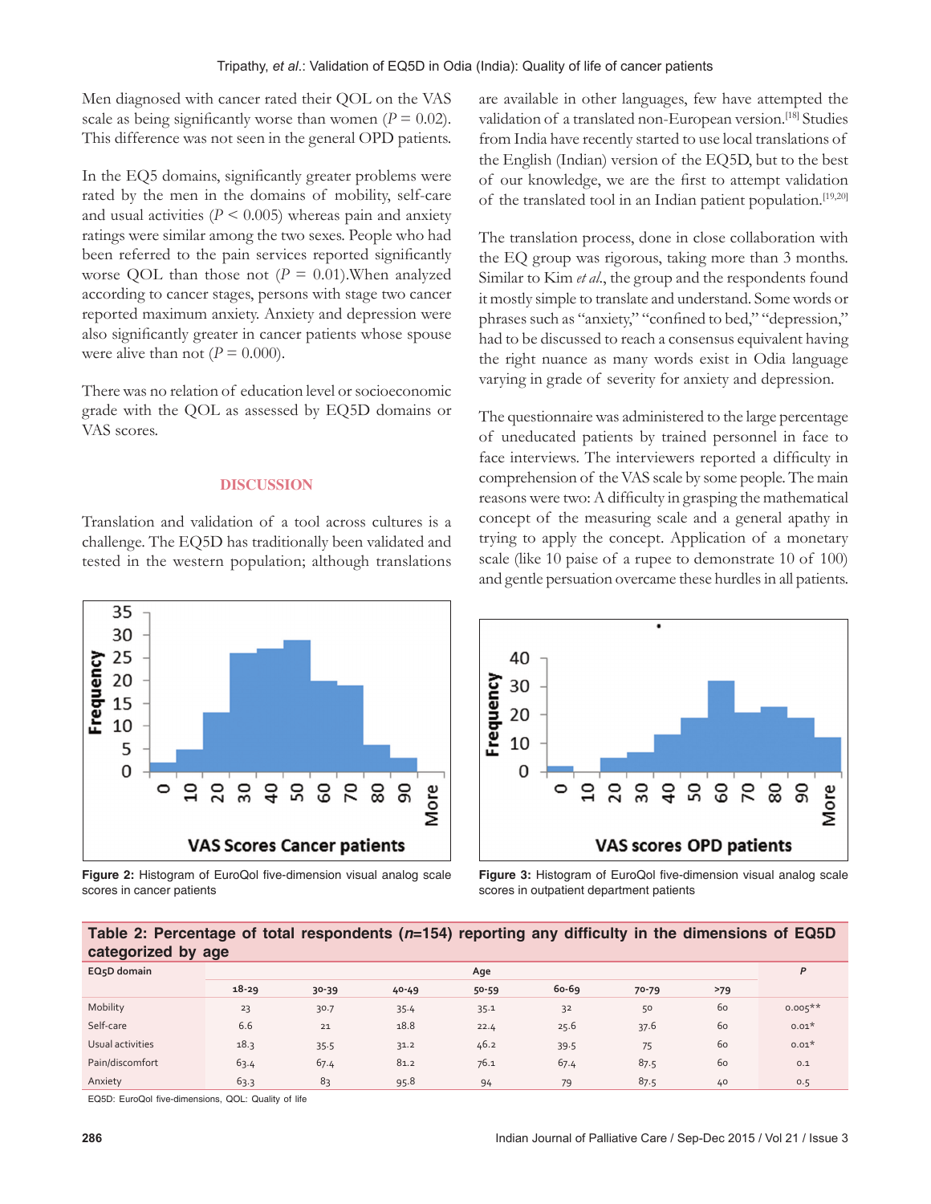Men diagnosed with cancer rated their QOL on the VAS scale as being significantly worse than women ($P$ = 0.02). This difference was not seen in the general OPD patients.

In the EQ5 domains, significantly greater problems were rated by the men in the domains of mobility, self-care and usual activities ($P$ < 0.005) whereas pain and anxiety ratings were similar among the two sexes. People who had been referred to the pain services reported significantly worse QOL than those not ($P$ = 0.01).When analyzed according to cancer stages, persons with stage two cancer reported maximum anxiety. Anxiety and depression were also significantly greater in cancer patients whose spouse were alive than not ($P$ = 0.000).

There was no relation of education level or socioeconomic grade with the QOL as assessed by EQ5D domains or VAS scores.

## DISCUSSION

Translation and validation of a tool across cultures is a challenge. The EQ5D has traditionally been validated and tested in the western population; although translations are available in other languages, few have attempted the validation of a translated non-European version.[18] Studies from India have recently started to use local translations of the English (Indian) version of the EQ5D, but to the best of our knowledge, we are the first to attempt validation of the translated tool in an Indian patient population.[19,20]

The translation process, done in close collaboration with the EQ group was rigorous, taking more than 3 months. Similar to Kim *et al.*, the group and the respondents found it mostly simple to translate and understand. Some words or phrases such as "anxiety," "confined to bed," "depression," had to be discussed to reach a consensus equivalent having the right nuance as many words exist in Odia language varying in grade of severity for anxiety and depression.

The questionnaire was administered to the large percentage of uneducated patients by trained personnel in face to face interviews. The interviewers reported a difficulty in comprehension of the VAS scale by some people. The main reasons were two: A difficulty in grasping the mathematical concept of the measuring scale and a general apathy in trying to apply the concept. Application of a monetary scale (like 10 paise of a rupee to demonstrate 10 of 100) and gentle persuation overcame these hurdles in all patients.

**Figure 2:** Histogram of EuroQol five-dimension visual analog scale scores in cancer patients

**Figure 3:** Histogram of EuroQol five-dimension visual analog scale scores in outpatient department patients

**Table 2: Percentage of total respondents ($n$=154) reporting any difficulty in the dimensions of EQ5D categorized by age**

| EQ5D domain | Age | | | | | | | $P$ |
|---|---|---|---|---|---|---|---|---|
| | 18-29 | 30-39 | 40-49 | 50-59 | 60-69 | 70-79 | >79 | |
| Mobility | 23 | 30.7 | 35.4 | 35.1 | 32 | 50 | 60 | 0.005** |
| Self-care | 6.6 | 21 | 18.8 | 22.4 | 25.6 | 37.6 | 60 | 0.01* |
| Usual activities | 18.3 | 35.5 | 31.2 | 46.2 | 39.5 | 75 | 60 | 0.01* |
| Pain/discomfort | 63.4 | 67.4 | 81.2 | 76.1 | 67.4 | 87.5 | 60 | 0.1 |
| Anxiety | 63.3 | 83 | 95.8 | 94 | 79 | 87.5 | 40 | 0.5 |

EQ5D: EuroQol five-dimensions, QOL: Quality of life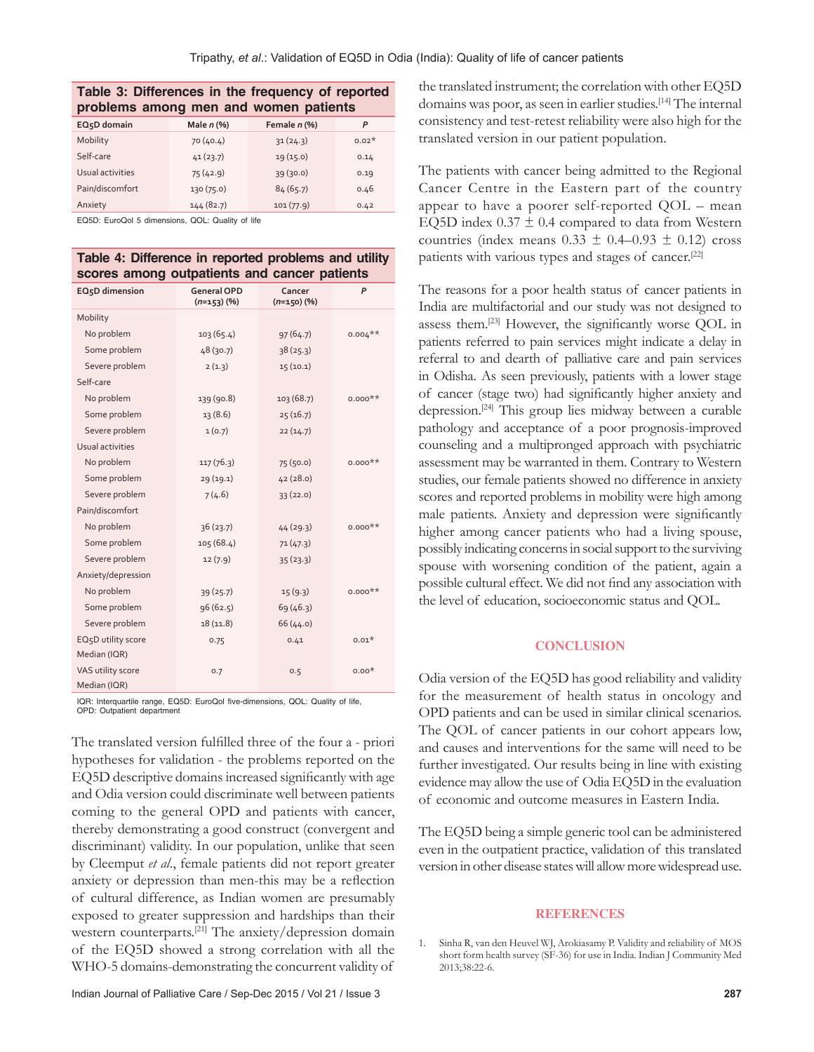**Table 3: Differences in the frequency of reported problems among men and women patients**

| EQ5D domain | Male n (%) | Female n (%) | P |
|---|---|---|---|
| Mobility | 70 (40.4) | 31 (24.3) | 0.02* |
| Self-care | 41 (23.7) | 19 (15.0) | 0.14 |
| Usual activities | 75 (42.9) | 39 (30.0) | 0.19 |
| Pain/discomfort | 130 (75.0) | 84 (65.7) | 0.46 |
| Anxiety | 144 (82.7) | 101 (77.9) | 0.42 |

EQ5D: EuroQol 5 dimensions, QOL: Quality of life

**Table 4: Difference in reported problems and utility scores among outpatients and cancer patients**

| EQ5D dimension | General OPD ($n$=153) (%) | Cancer ($n$=150) (%) | P |
|---|---|---|---|
| Mobility | | | |
| No problem | 103 (65.4) | 97 (64.7) | 0.004** |
| Some problem | 48 (30.7) | 38 (25.3) | |
| Severe problem | 2 (1.3) | 15 (10.1) | |
| Self-care | | | |
| No problem | 139 (90.8) | 103 (68.7) | 0.000** |
| Some problem | 13 (8.6) | 25 (16.7) | |
| Severe problem | 1 (0.7) | 22 (14.7) | |
| Usual activities | | | |
| No problem | 117 (76.3) | 75 (50.0) | 0.000** |
| Some problem | 29 (19.1) | 42 (28.0) | |
| Severe problem | 7 (4.6) | 33 (22.0) | |
| Pain/discomfort | | | |
| No problem | 36 (23.7) | 44 (29.3) | 0.000** |
| Some problem | 105 (68.4) | 71 (47.3) | |
| Severe problem | 12 (7.9) | 35 (23.3) | |
| Anxiety/depression | | | |
| No problem | 39 (25.7) | 15 (9.3) | 0.000** |
| Some problem | 96 (62.5) | 69 (46.3) | |
| Severe problem | 18 (11.8) | 66 (44.0) | |
| EQ5D utility score Median (IQR) | 0.75 | 0.41 | 0.01* |
| VAS utility score Median (IQR) | 0.7 | 0.5 | 0.00* |

IQR: Interquartile range, EQ5D: EuroQol five-dimensions, QOL: Quality of life, OPD: Outpatient department

The translated version fulfilled three of the four a - priori hypotheses for validation - the problems reported on the EQ5D descriptive domains increased significantly with age and Odia version could discriminate well between patients coming to the general OPD and patients with cancer, thereby demonstrating a good construct (convergent and discriminant) validity. In our population, unlike that seen by Cleemput *et al*., female patients did not report greater anxiety or depression than men-this may be a reflection of cultural difference, as Indian women are presumably exposed to greater suppression and hardships than their western counterparts.[21] The anxiety/depression domain of the EQ5D showed a strong correlation with all the WHO-5 domains-demonstrating the concurrent validity of the translated instrument; the correlation with other EQ5D domains was poor, as seen in earlier studies.[14] The internal consistency and test-retest reliability were also high for the translated version in our patient population.

The patients with cancer being admitted to the Regional Cancer Centre in the Eastern part of the country appear to have a poorer self-reported QOL – mean EQ5D index 0.37 ± 0.4 compared to data from Western countries (index means 0.33 ± 0.4–0.93 ± 0.12) cross patients with various types and stages of cancer.[22]

The reasons for a poor health status of cancer patients in India are multifactorial and our study was not designed to assess them.[23] However, the significantly worse QOL in patients referred to pain services might indicate a delay in referral to and dearth of palliative care and pain services in Odisha. As seen previously, patients with a lower stage of cancer (stage two) had significantly higher anxiety and depression.[24] This group lies midway between a curable pathology and acceptance of a poor prognosis-improved counseling and a multipronged approach with psychiatric assessment may be warranted in them. Contrary to Western studies, our female patients showed no difference in anxiety scores and reported problems in mobility were high among male patients. Anxiety and depression were significantly higher among cancer patients who had a living spouse, possibly indicating concerns in social support to the surviving spouse with worsening condition of the patient, again a possible cultural effect. We did not find any association with the level of education, socioeconomic status and QOL.

## CONCLUSION

Odia version of the EQ5D has good reliability and validity for the measurement of health status in oncology and OPD patients and can be used in similar clinical scenarios. The QOL of cancer patients in our cohort appears low, and causes and interventions for the same will need to be further investigated. Our results being in line with existing evidence may allow the use of Odia EQ5D in the evaluation of economic and outcome measures in Eastern India.

The EQ5D being a simple generic tool can be administered even in the outpatient practice, validation of this translated version in other disease states will allow more widespread use.

## REFERENCES

1. Sinha R, van den Heuvel WJ, Arokiasamy P. Validity and reliability of MOS short form health survey (SF-36) for use in India. Indian J Community Med 2013;38:22-6.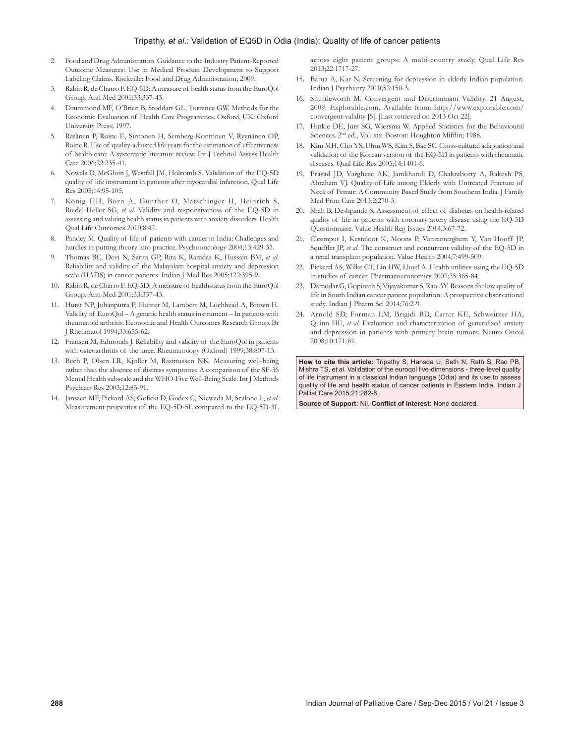2. Food and Drug Administration. Guidance to the Industry Patient-Reported Outcome Measures: Use in Medical Product Development to Support Labeling Claims. Rockville: Food and Drug Administration; 2009.
3. Rabin R, de Charro F. EQ-5D: A measure of health status from the EuroQol Group. Ann Med 2001;33:337-43.
4. Drummond MF, O'Brien B, Stoddart GL, Torrance GW. Methods for the Economic Evaluation of Health Care Programmes. Oxford, UK: Oxford University Press; 1997.
5. Räsänen P, Roine E, Sintonen H, Semberg-Konttinen V, Ryynänen OP, Roine R. Use of quality-adjusted life years for the estimation of effectiveness of health care: A systematic literature review. Int J Technol Assess Health Care 2006;22:235-41.
6. Nowels D, McGloin J, Westfall JM, Holcomb S. Validation of the EQ-5D quality of life instrument in patients after myocardial infarction. Qual Life Res 2005;14:95-105.
7. König HH, Born A, Günther O, Matschinger H, Heinrich S, Riedel-Heller SG, *et al*. Validity and responsiveness of the EQ-5D in assessing and valuing health status in patients with anxiety disorders. Health Qual Life Outcomes 2010;8:47.
8. Pandey M. Quality of life of patients with cancer in India: Challenges and hurdles in putting theory into practice. Psychooncology 2004;13:429-33.
9. Thomas BC, Devi N, Sarita GP, Rita K, Ramdas K, Hussain BM, *et al*. Reliability and validity of the Malayalam hospital anxiety and depression scale (HADS) in cancer patients. Indian J Med Res 2005;122:395-9.
10. Rabin R, de Charro F. EQ-5D: A measure of healthstatus from the EuroQol Group. Ann Med 2001;33:337-43.
11. Hurst NP, Jobanputra P, Hunter M, Lambert M, Lochhead A, Brown H. Validity of EuroQol – A generic health status instrument – In patients with rheumatoid arthritis. Economic and Health Outcomes Research Group. Br J Rheumatol 1994;33:655-62.
12. Fransen M, Edmonds J. Reliability and validity of the EuroQol in patients with osteoarthritis of the knee. Rheumatology (Oxford) 1999;38:807-13.
13. Bech P, Olsen LR, Kjoller M, Rasmussen NK. Measuring well-being rather than the absence of distress symptoms: A comparison of the SF-36 Mental Health subscale and the WHO-Five Well-Being Scale. Int J Methods Psychiatr Res 2003;12:85-91.
14. Janssen MF, Pickard AS, Golicki D, Gudex C, Niewada M, Scalone L, *et al*. Measurement properties of the EQ-5D-5L compared to the EQ-5D-3L across eight patient groups: A multi-country study. Qual Life Res 2013;22:1717-27.
15. Barua A, Kar N. Screening for depression in elderly Indian population. Indian J Psychiatry 2010;52:150-3.
16. Shuttleworth M. Convergent and Discriminant Validity. 21 August, 2009. Explorable.com. Available from: http://www.explorable.com/convergent-validity [5]. [Last retrieved on 2013 Oct 22].
17. Hinkle DE, Jurs SG, Wiersma W. Applied Statistics for the Behavioural Sciences. 2nd ed., Vol. xix. Boston: Houghton Mifflin; 1988.
18. Kim MH, Cho YS, Uhm WS, Kim S, Bae SC. Cross-cultural adaptation and validation of the Korean version of the EQ-5D in patients with rheumatic diseases. Qual Life Res 2005;14:1401-6.
19. Prasad JD, Varghese AK, Jamkhandi D, Chakraborty A, Rakesh PS, Abraham VJ. Quality-of-Life among Elderly with Untreated Fracture of Neck of Femur: A Community Based Study from Southern India. J Family Med Prim Care 2013;2:270-3.
20. Shah B, Deshpande S. Assessment of effect of diabetes on health-related quality of life in patients with coronary artery disease using the EQ-5D Questionnaire. Value Health Reg Issues 2014;3:67-72.
21. Cleemput I, Kesteloot K, Moons P, Vanrenterghem Y, Van Hooff JP, Squifflet JP, *et al.* The construct and concurrent validity of the EQ-5D in a renal transplant population. Value Health 2004;7:499-509.
22. Pickard AS, Wilke CT, Lin HW, Lloyd A. Health utilities using the EQ-5D in studies of cancer. Pharmacoeconomics 2007;25:365-84.
23. Damodar G, Gopinath S, Vijayakumar S, Rao AY. Reasons for low quality of life in South Indian cancer patient population: A prospective observational study. Indian J Pharm Sci 2014;76:2-9.
24. Arnold SD, Forman LM, Brigidi BD, Carter KE, Schweitzer HA, Quinn HE, *et al.* Evaluation and characterization of generalized anxiety and depression in patients with primary brain tumors. Neuro Oncol 2008;10:171-81.

**How to cite this article:** Tripathy S, Hansda U, Seth N, Rath S, Rao PB, Mishra TS, *et al*. Validation of the euroqol five-dimensions - three-level quality of life instrument in a classical Indian language (Odia) and its use to assess quality of life and health status of cancer patients in Eastern India. Indian J Palliat Care 2015;21:282-8.

**Source of Support:** Nil. **Conflict of Interest:** None declared.